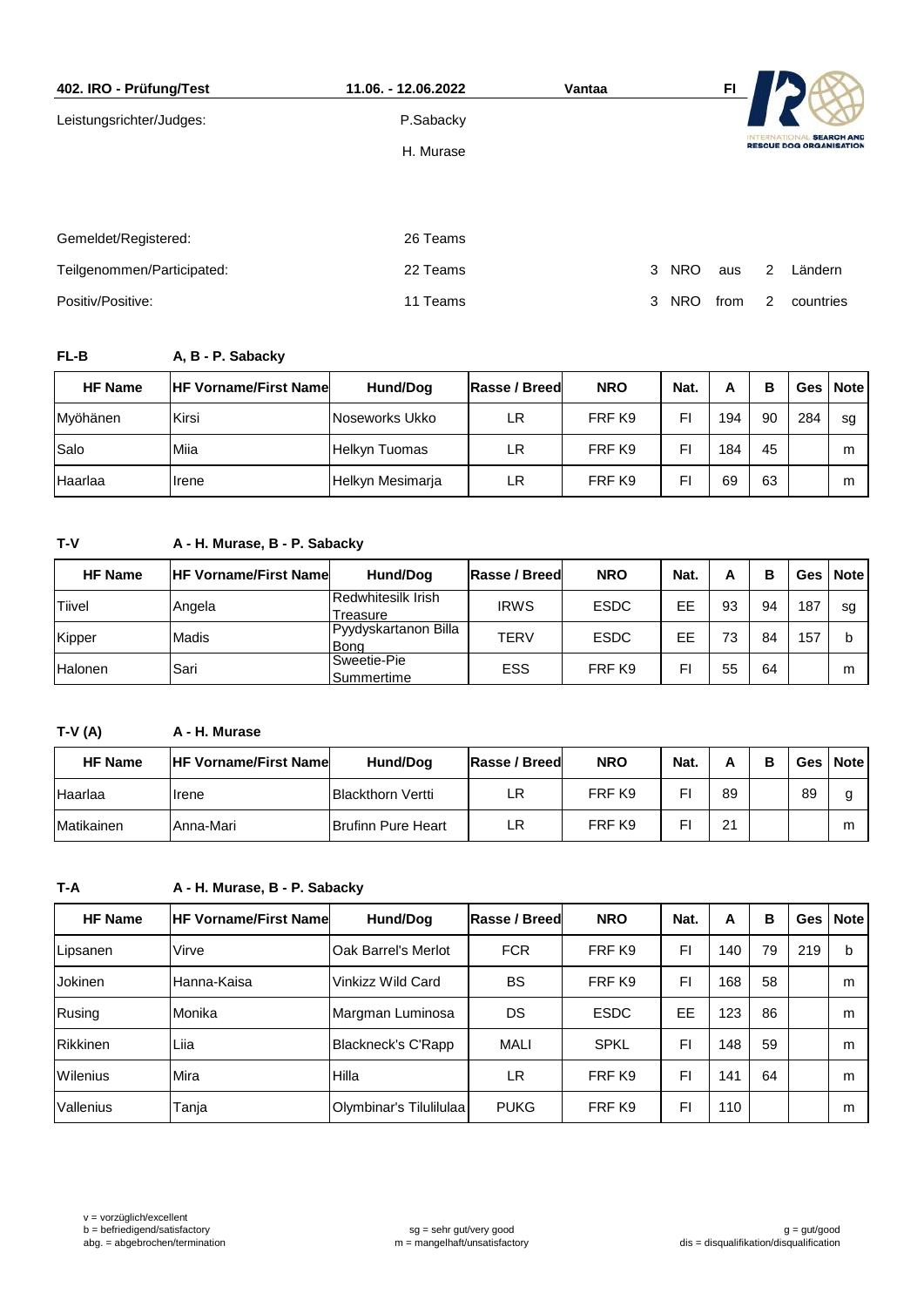**402. IRO - Prüfung/Test** | **11.06. - 12.06.2022** | **Vantaa** | **FI**

Leistungsrichter/Judges: P.Sabacky
H. Murase

Gemeldet/Registered: 26 Teams

Teilgenommen/Participated: 22 Teams — 3 NRO aus 2 Ländern

Positiv/Positive: 11 Teams — 3 NRO from 2 countries

**FL-B** — **A, B - P. Sabacky**

| HF Name | HF Vorname/First Name | Hund/Dog | Rasse / Breed | NRO | Nat. | A | B | Ges | Note |
|---|---|---|---|---|---|---|---|---|---|
| Myöhänen | Kirsi | Noseworks Ukko | LR | FRF K9 | FI | 194 | 90 | 284 | sg |
| Salo | Miia | Helkyn Tuomas | LR | FRF K9 | FI | 184 | 45 | | m |
| Haarlaa | Irene | Helkyn Mesimarja | LR | FRF K9 | FI | 69 | 63 | | m |

**T-V** — **A - H. Murase, B - P. Sabacky**

| HF Name | HF Vorname/First Name | Hund/Dog | Rasse / Breed | NRO | Nat. | A | B | Ges | Note |
|---|---|---|---|---|---|---|---|---|---|
| Tiivel | Angela | Redwhitesilk Irish Treasure | IRWS | ESDC | EE | 93 | 94 | 187 | sg |
| Kipper | Madis | Pyydyskartanon Billa Bong | TERV | ESDC | EE | 73 | 84 | 157 | b |
| Halonen | Sari | Sweetie-Pie Summertime | ESS | FRF K9 | FI | 55 | 64 | | m |

**T-V (A)** — **A - H. Murase**

| HF Name | HF Vorname/First Name | Hund/Dog | Rasse / Breed | NRO | Nat. | A | B | Ges | Note |
|---|---|---|---|---|---|---|---|---|---|
| Haarlaa | Irene | Blackthorn Vertti | LR | FRF K9 | FI | 89 | | 89 | g |
| Matikainen | Anna-Mari | Brufinn Pure Heart | LR | FRF K9 | FI | 21 | | | m |

**T-A** — **A - H. Murase, B - P. Sabacky**

| HF Name | HF Vorname/First Name | Hund/Dog | Rasse / Breed | NRO | Nat. | A | B | Ges | Note |
|---|---|---|---|---|---|---|---|---|---|
| Lipsanen | Virve | Oak Barrel's Merlot | FCR | FRF K9 | FI | 140 | 79 | 219 | b |
| Jokinen | Hanna-Kaisa | Vinkizz Wild Card | BS | FRF K9 | FI | 168 | 58 | | m |
| Rusing | Monika | Margman Luminosa | DS | ESDC | EE | 123 | 86 | | m |
| Rikkinen | Liia | Blackneck's C'Rapp | MALI | SPKL | FI | 148 | 59 | | m |
| Wilenius | Mira | Hilla | LR | FRF K9 | FI | 141 | 64 | | m |
| Vallenius | Tanja | Olymbinar's Tilulilulaa | PUKG | FRF K9 | FI | 110 | | | m |

v = vorzüglich/excellent
b = befriedigend/satisfactory
abg. = abgebrochen/termination
sg = sehr gut/very good
m = mangelhaft/unsatisfactory
g = gut/good
dis = disqualifikation/disqualification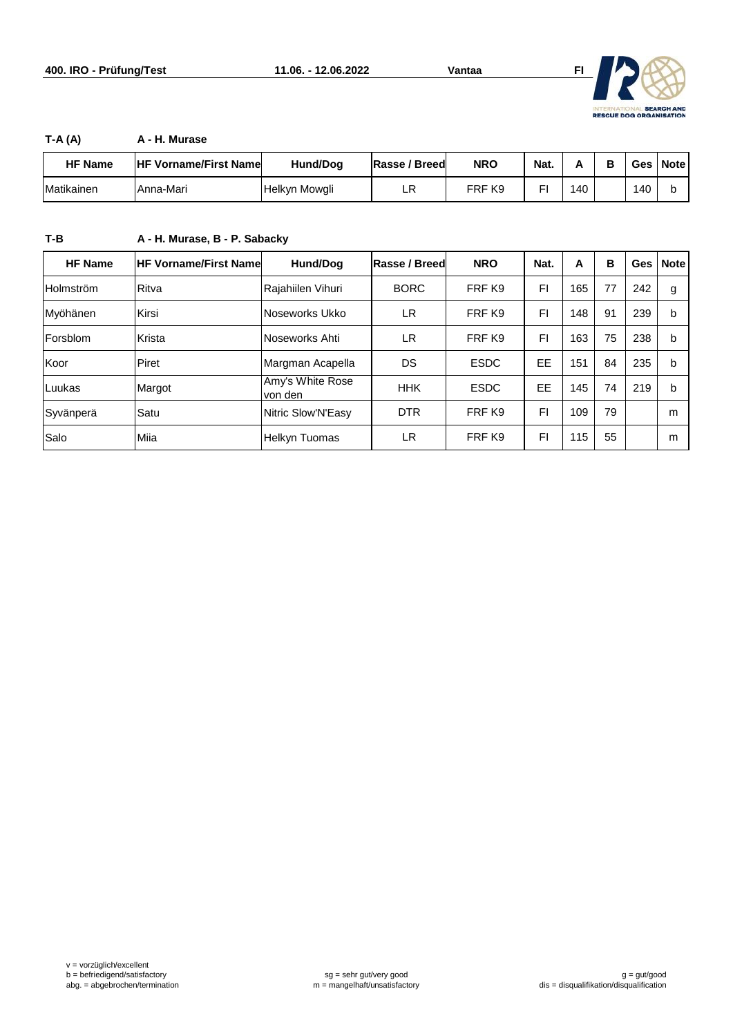**400. IRO - Prüfung/Test** **11.06. - 12.06.2022** **Vantaa** **FI**

**T-A (A)** **A - H. Murase**

| HF Name | HF Vorname/First Name | Hund/Dog | Rasse / Breed | NRO | Nat. | A | B | Ges | Note |
|---|---|---|---|---|---|---|---|---|---|
| Matikainen | Anna-Mari | Helkyn Mowgli | LR | FRF K9 | FI | 140 | | 140 | b |

**T-B** **A - H. Murase, B - P. Sabacky**

| HF Name | HF Vorname/First Name | Hund/Dog | Rasse / Breed | NRO | Nat. | A | B | Ges | Note |
|---|---|---|---|---|---|---|---|---|---|
| Holmström | Ritva | Rajahiilen Vihuri | BORC | FRF K9 | FI | 165 | 77 | 242 | g |
| Myöhänen | Kirsi | Noseworks Ukko | LR | FRF K9 | FI | 148 | 91 | 239 | b |
| Forsblom | Krista | Noseworks Ahti | LR | FRF K9 | FI | 163 | 75 | 238 | b |
| Koor | Piret | Margman Acapella | DS | ESDC | EE | 151 | 84 | 235 | b |
| Luukas | Margot | Amy's White Rose von den | HHK | ESDC | EE | 145 | 74 | 219 | b |
| Syvänperä | Satu | Nitric Slow'N'Easy | DTR | FRF K9 | FI | 109 | 79 | | m |
| Salo | Miia | Helkyn Tuomas | LR | FRF K9 | FI | 115 | 55 | | m |

v = vorzüglich/excellent
b = befriedigend/satisfactory
abg. = abgebrochen/termination
sg = sehr gut/very good
m = mangelhaft/unsatisfactory
g = gut/good
dis = disqualifikation/disqualification